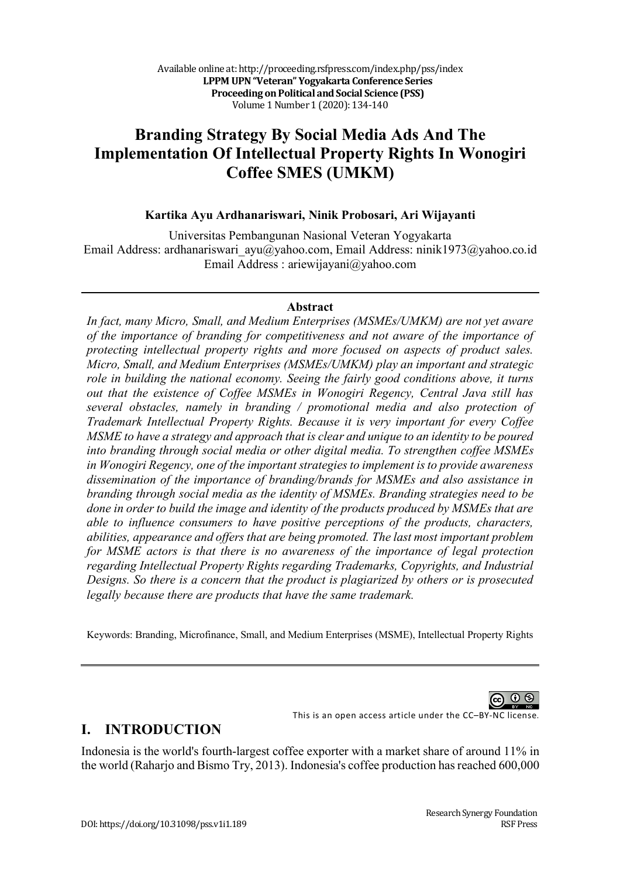# Branding Strategy By Social Media Ads And The Implementation Of Intellectual Property Rights In Wonogiri Coffee SMES (UMKM)

**Kartika Ayu Ardhanariswari, Ninik Probosari, Ari Wijayanti**

Universitas Pembangunan Nasional Veteran Yogyakarta
Email Address: ardhanariswari_ayu@yahoo.com, Email Address: ninik1973@yahoo.co.id
Email Address : ariewijayani@yahoo.com

## Abstract

*In fact, many Micro, Small, and Medium Enterprises (MSMEs/UMKM) are not yet aware of the importance of branding for competitiveness and not aware of the importance of protecting intellectual property rights and more focused on aspects of product sales. Micro, Small, and Medium Enterprises (MSMEs/UMKM) play an important and strategic role in building the national economy. Seeing the fairly good conditions above, it turns out that the existence of Coffee MSMEs in Wonogiri Regency, Central Java still has several obstacles, namely in branding / promotional media and also protection of Trademark Intellectual Property Rights. Because it is very important for every Coffee MSME to have a strategy and approach that is clear and unique to an identity to be poured into branding through social media or other digital media. To strengthen coffee MSMEs in Wonogiri Regency, one of the important strategies to implement is to provide awareness dissemination of the importance of branding/brands for MSMEs and also assistance in branding through social media as the identity of MSMEs. Branding strategies need to be done in order to build the image and identity of the products produced by MSMEs that are able to influence consumers to have positive perceptions of the products, characters, abilities, appearance and offers that are being promoted. The last most important problem for MSME actors is that there is no awareness of the importance of legal protection regarding Intellectual Property Rights regarding Trademarks, Copyrights, and Industrial Designs. So there is a concern that the product is plagiarized by others or is prosecuted legally because there are products that have the same trademark.*

Keywords: Branding, Microfinance, Small, and Medium Enterprises (MSME), Intellectual Property Rights

This is an open access article under the CC–BY-NC license.

## I. INTRODUCTION

Indonesia is the world's fourth-largest coffee exporter with a market share of around 11% in the world (Raharjo and Bismo Try, 2013). Indonesia's coffee production has reached 600,000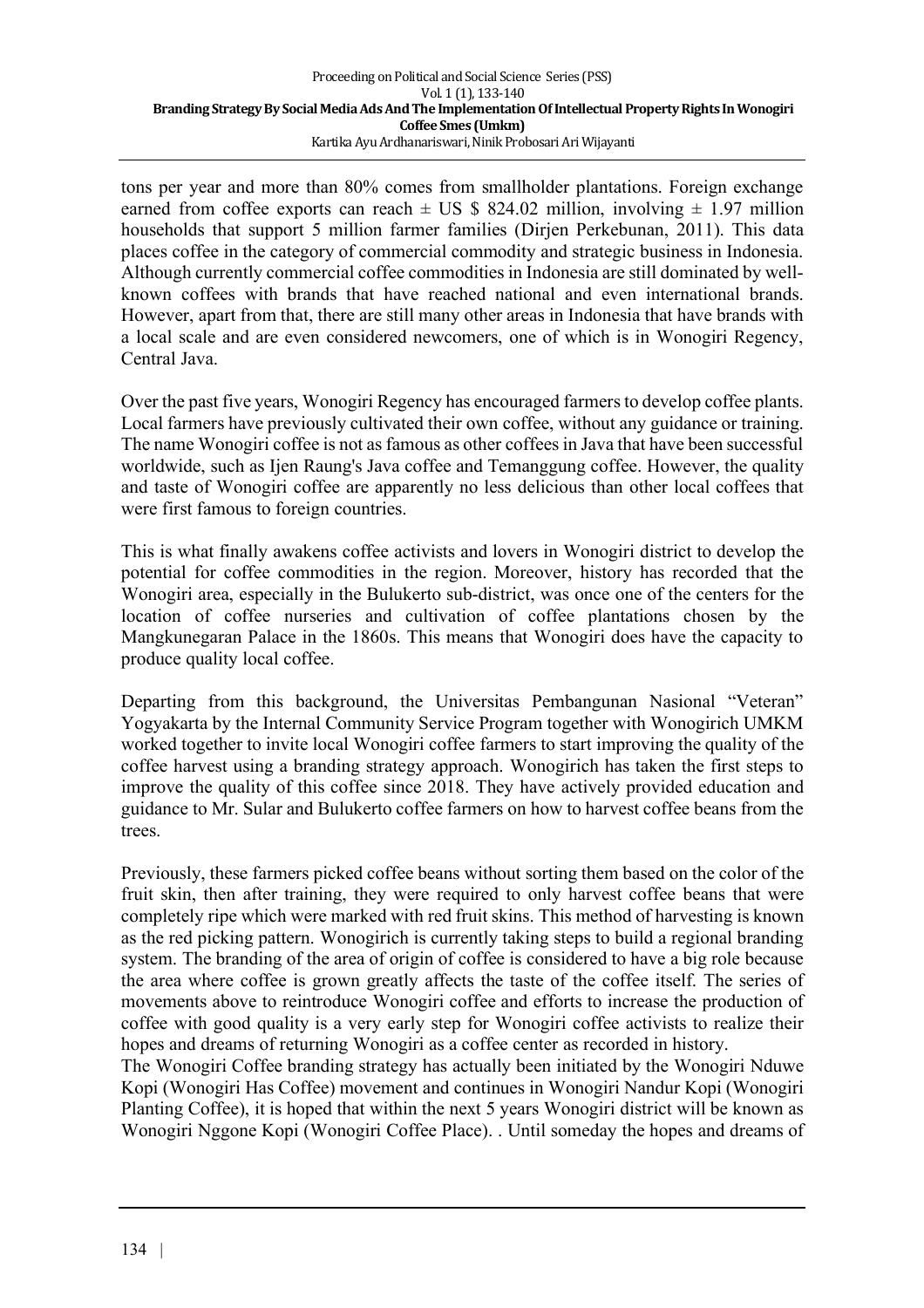tons per year and more than 80% comes from smallholder plantations. Foreign exchange earned from coffee exports can reach ± US $ 824.02 million, involving ± 1.97 million households that support 5 million farmer families (Dirjen Perkebunan, 2011). This data places coffee in the category of commercial commodity and strategic business in Indonesia. Although currently commercial coffee commodities in Indonesia are still dominated by well-known coffees with brands that have reached national and even international brands. However, apart from that, there are still many other areas in Indonesia that have brands with a local scale and are even considered newcomers, one of which is in Wonogiri Regency, Central Java.

Over the past five years, Wonogiri Regency has encouraged farmers to develop coffee plants. Local farmers have previously cultivated their own coffee, without any guidance or training. The name Wonogiri coffee is not as famous as other coffees in Java that have been successful worldwide, such as Ijen Raung's Java coffee and Temanggung coffee. However, the quality and taste of Wonogiri coffee are apparently no less delicious than other local coffees that were first famous to foreign countries.

This is what finally awakens coffee activists and lovers in Wonogiri district to develop the potential for coffee commodities in the region. Moreover, history has recorded that the Wonogiri area, especially in the Bulukerto sub-district, was once one of the centers for the location of coffee nurseries and cultivation of coffee plantations chosen by the Mangkunegaran Palace in the 1860s. This means that Wonogiri does have the capacity to produce quality local coffee.

Departing from this background, the Universitas Pembangunan Nasional "Veteran" Yogyakarta by the Internal Community Service Program together with Wonogirich UMKM worked together to invite local Wonogiri coffee farmers to start improving the quality of the coffee harvest using a branding strategy approach. Wonogirich has taken the first steps to improve the quality of this coffee since 2018. They have actively provided education and guidance to Mr. Sular and Bulukerto coffee farmers on how to harvest coffee beans from the trees.

Previously, these farmers picked coffee beans without sorting them based on the color of the fruit skin, then after training, they were required to only harvest coffee beans that were completely ripe which were marked with red fruit skins. This method of harvesting is known as the red picking pattern. Wonogirich is currently taking steps to build a regional branding system. The branding of the area of origin of coffee is considered to have a big role because the area where coffee is grown greatly affects the taste of the coffee itself. The series of movements above to reintroduce Wonogiri coffee and efforts to increase the production of coffee with good quality is a very early step for Wonogiri coffee activists to realize their hopes and dreams of returning Wonogiri as a coffee center as recorded in history.

The Wonogiri Coffee branding strategy has actually been initiated by the Wonogiri Nduwe Kopi (Wonogiri Has Coffee) movement and continues in Wonogiri Nandur Kopi (Wonogiri Planting Coffee), it is hoped that within the next 5 years Wonogiri district will be known as Wonogiri Nggone Kopi (Wonogiri Coffee Place). . Until someday the hopes and dreams of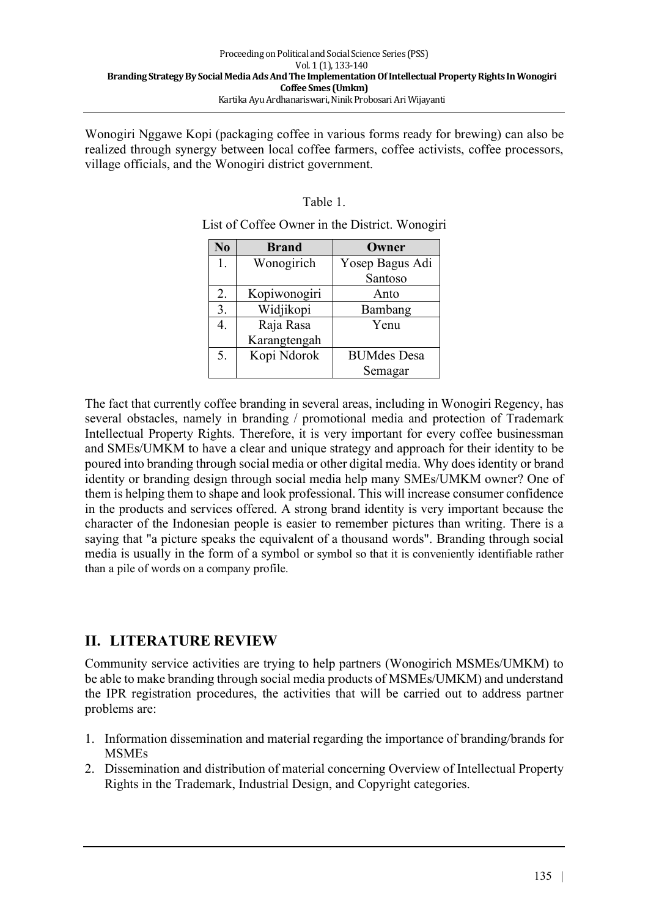Wonogiri Nggawe Kopi (packaging coffee in various forms ready for brewing) can also be realized through synergy between local coffee farmers, coffee activists, coffee processors, village officials, and the Wonogiri district government.

Table 1.

List of Coffee Owner in the District. Wonogiri

| No | Brand | Owner |
| --- | --- | --- |
| 1. | Wonogirich | Yosep Bagus Adi Santoso |
| 2. | Kopiwonogiri | Anto |
| 3. | Widjikopi | Bambang |
| 4. | Raja Rasa Karangtengah | Yenu |
| 5. | Kopi Ndorok | BUMdes Desa Semagar |

The fact that currently coffee branding in several areas, including in Wonogiri Regency, has several obstacles, namely in branding / promotional media and protection of Trademark Intellectual Property Rights. Therefore, it is very important for every coffee businessman and SMEs/UMKM to have a clear and unique strategy and approach for their identity to be poured into branding through social media or other digital media. Why does identity or brand identity or branding design through social media help many SMEs/UMKM owner? One of them is helping them to shape and look professional. This will increase consumer confidence in the products and services offered. A strong brand identity is very important because the character of the Indonesian people is easier to remember pictures than writing. There is a saying that "a picture speaks the equivalent of a thousand words". Branding through social media is usually in the form of a symbol or symbol so that it is conveniently identifiable rather than a pile of words on a company profile.

## II. LITERATURE REVIEW

Community service activities are trying to help partners (Wonogirich MSMEs/UMKM) to be able to make branding through social media products of MSMEs/UMKM) and understand the IPR registration procedures, the activities that will be carried out to address partner problems are:

1. Information dissemination and material regarding the importance of branding/brands for MSMEs
2. Dissemination and distribution of material concerning Overview of Intellectual Property Rights in the Trademark, Industrial Design, and Copyright categories.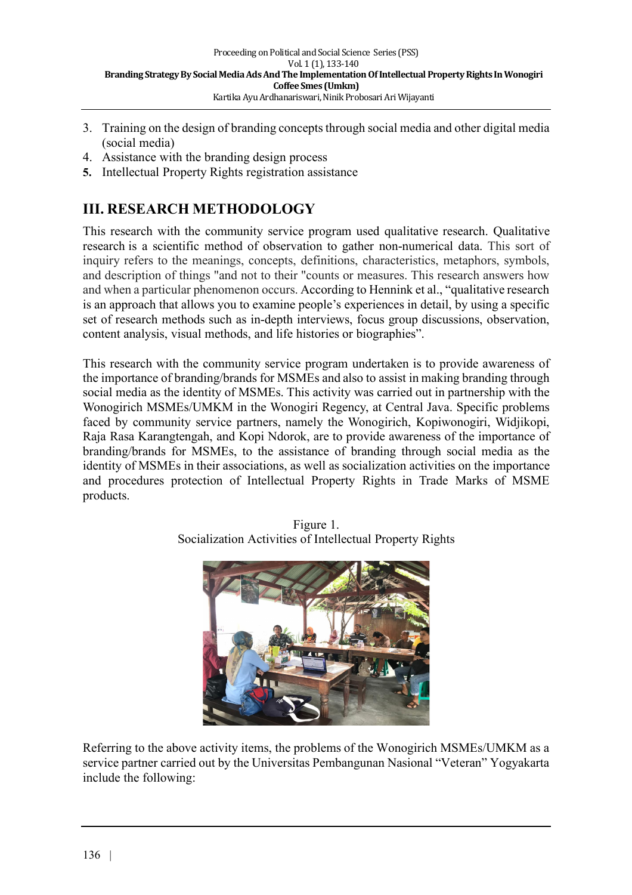3. Training on the design of branding concepts through social media and other digital media (social media)
4. Assistance with the branding design process
5. Intellectual Property Rights registration assistance

## III. RESEARCH METHODOLOGY

This research with the community service program used qualitative research. Qualitative research is a scientific method of observation to gather non-numerical data. This sort of inquiry refers to the meanings, concepts, definitions, characteristics, metaphors, symbols, and description of things "and not to their "counts or measures. This research answers how and when a particular phenomenon occurs. According to Hennink et al., "qualitative research is an approach that allows you to examine people's experiences in detail, by using a specific set of research methods such as in-depth interviews, focus group discussions, observation, content analysis, visual methods, and life histories or biographies".

This research with the community service program undertaken is to provide awareness of the importance of branding/brands for MSMEs and also to assist in making branding through social media as the identity of MSMEs. This activity was carried out in partnership with the Wonogirich MSMEs/UMKM in the Wonogiri Regency, at Central Java. Specific problems faced by community service partners, namely the Wonogirich, Kopiwonogiri, Widjikopi, Raja Rasa Karangtengah, and Kopi Ndorok, are to provide awareness of the importance of branding/brands for MSMEs, to the assistance of branding through social media as the identity of MSMEs in their associations, as well as socialization activities on the importance and procedures protection of Intellectual Property Rights in Trade Marks of MSME products.

Figure 1.
Socialization Activities of Intellectual Property Rights

Referring to the above activity items, the problems of the Wonogirich MSMEs/UMKM as a service partner carried out by the Universitas Pembangunan Nasional "Veteran" Yogyakarta include the following: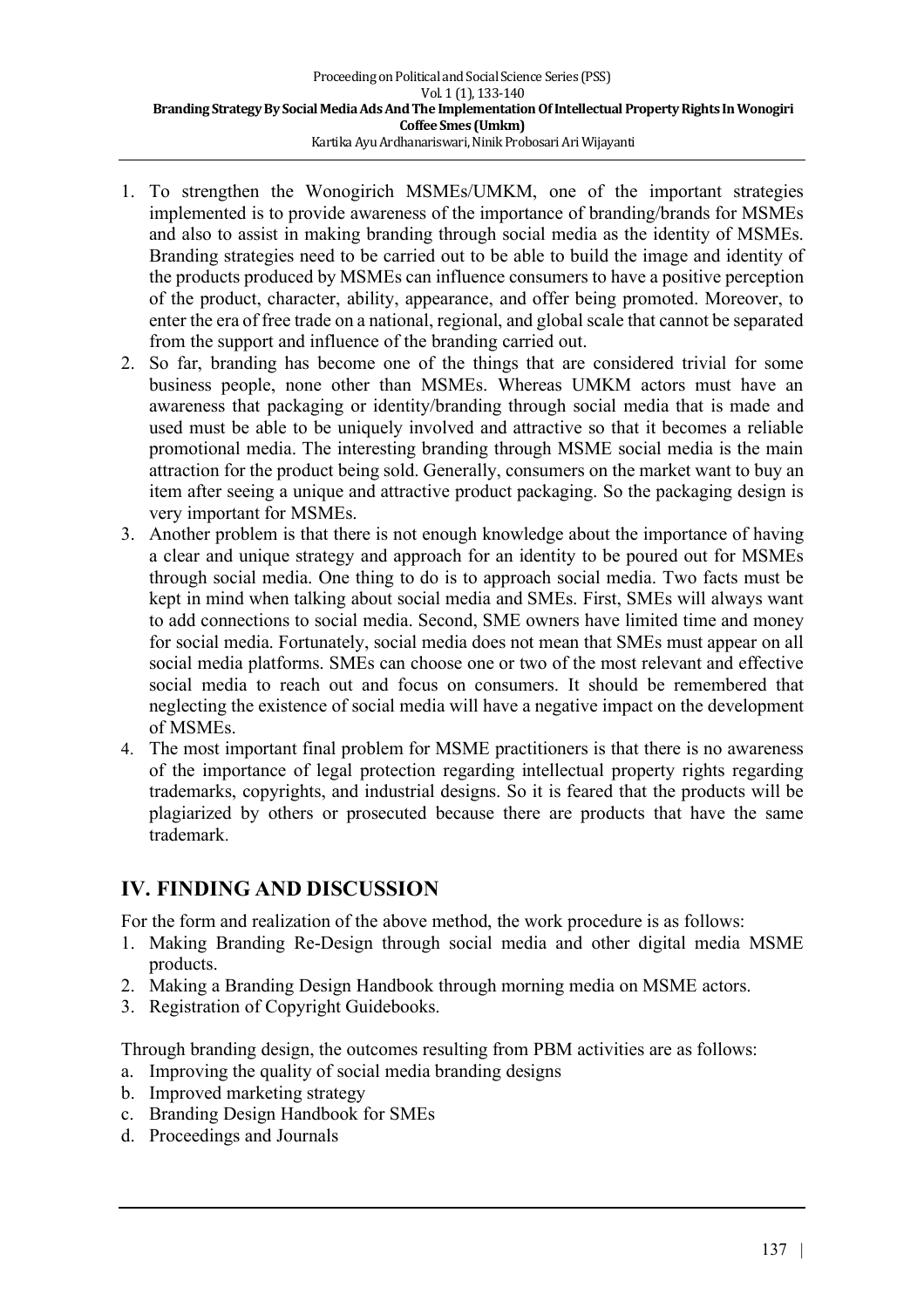1. To strengthen the Wonogirich MSMEs/UMKM, one of the important strategies implemented is to provide awareness of the importance of branding/brands for MSMEs and also to assist in making branding through social media as the identity of MSMEs. Branding strategies need to be carried out to be able to build the image and identity of the products produced by MSMEs can influence consumers to have a positive perception of the product, character, ability, appearance, and offer being promoted. Moreover, to enter the era of free trade on a national, regional, and global scale that cannot be separated from the support and influence of the branding carried out.
2. So far, branding has become one of the things that are considered trivial for some business people, none other than MSMEs. Whereas UMKM actors must have an awareness that packaging or identity/branding through social media that is made and used must be able to be uniquely involved and attractive so that it becomes a reliable promotional media. The interesting branding through MSME social media is the main attraction for the product being sold. Generally, consumers on the market want to buy an item after seeing a unique and attractive product packaging. So the packaging design is very important for MSMEs.
3. Another problem is that there is not enough knowledge about the importance of having a clear and unique strategy and approach for an identity to be poured out for MSMEs through social media. One thing to do is to approach social media. Two facts must be kept in mind when talking about social media and SMEs. First, SMEs will always want to add connections to social media. Second, SME owners have limited time and money for social media. Fortunately, social media does not mean that SMEs must appear on all social media platforms. SMEs can choose one or two of the most relevant and effective social media to reach out and focus on consumers. It should be remembered that neglecting the existence of social media will have a negative impact on the development of MSMEs.
4. The most important final problem for MSME practitioners is that there is no awareness of the importance of legal protection regarding intellectual property rights regarding trademarks, copyrights, and industrial designs. So it is feared that the products will be plagiarized by others or prosecuted because there are products that have the same trademark.

## IV. FINDING AND DISCUSSION

For the form and realization of the above method, the work procedure is as follows:

1. Making Branding Re-Design through social media and other digital media MSME products.
2. Making a Branding Design Handbook through morning media on MSME actors.
3. Registration of Copyright Guidebooks.

Through branding design, the outcomes resulting from PBM activities are as follows:

a. Improving the quality of social media branding designs
b. Improved marketing strategy
c. Branding Design Handbook for SMEs
d. Proceedings and Journals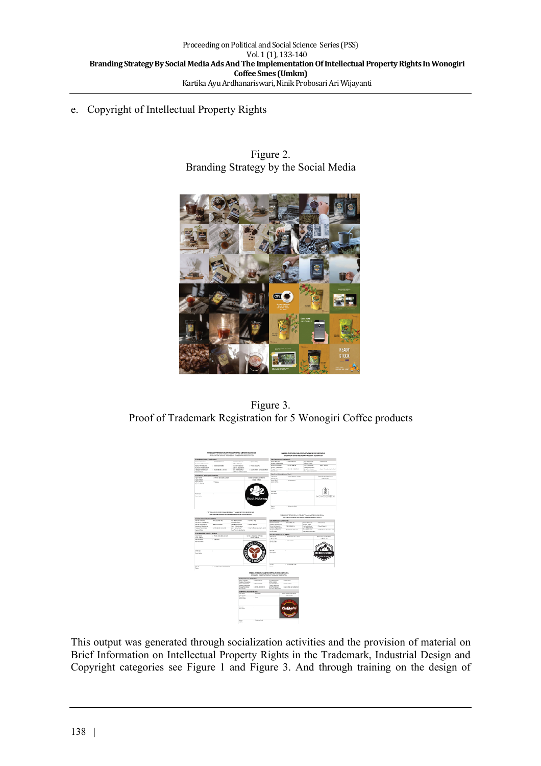e. Copyright of Intellectual Property Rights

Figure 2.
Branding Strategy by the Social Media

Figure 3.
Proof of Trademark Registration for 5 Wonogiri Coffee products

This output was generated through socialization activities and the provision of material on Brief Information on Intellectual Property Rights in the Trademark, Industrial Design and Copyright categories see Figure 1 and Figure 3. And through training on the design of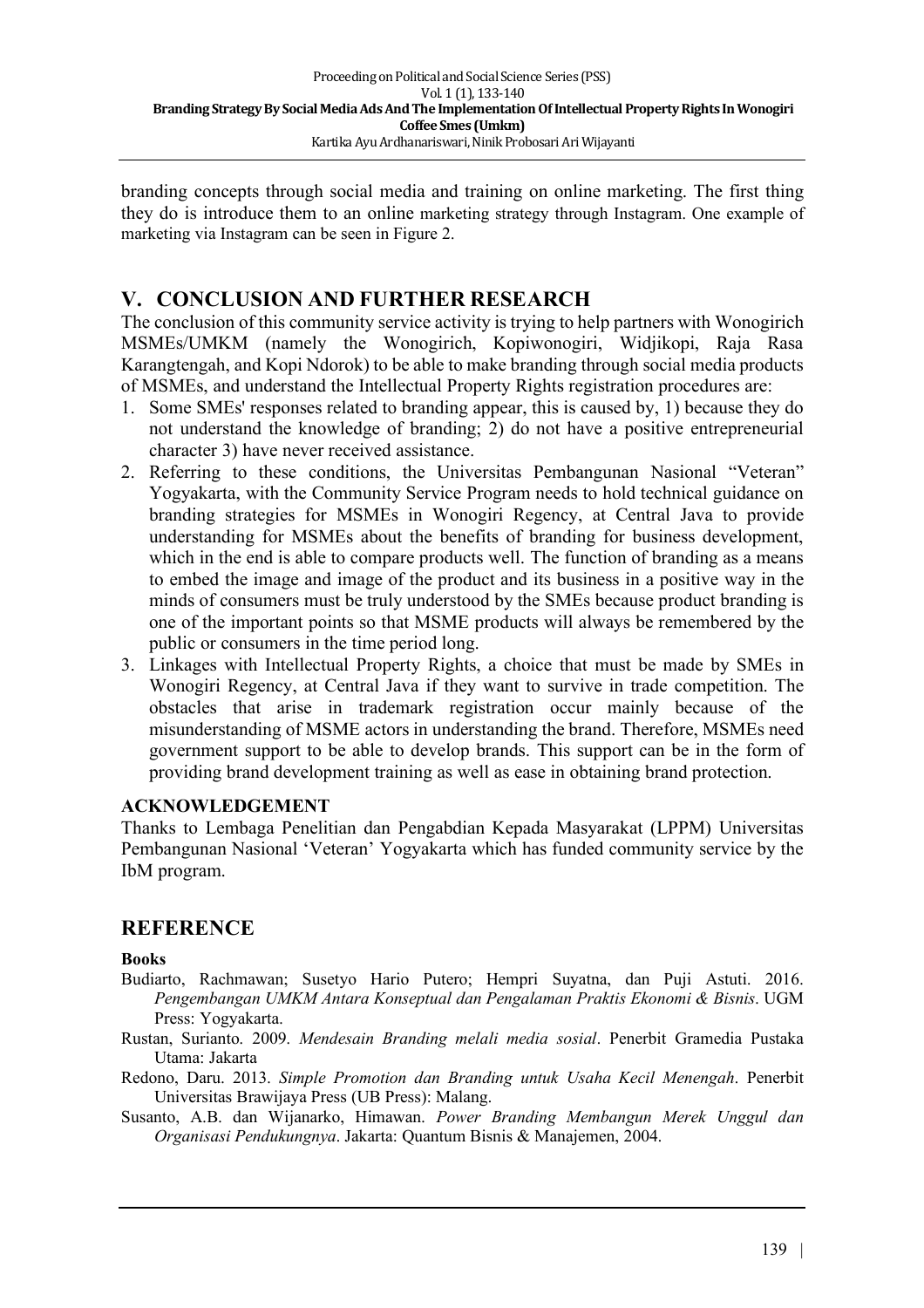branding concepts through social media and training on online marketing. The first thing they do is introduce them to an online marketing strategy through Instagram. One example of marketing via Instagram can be seen in Figure 2.

## V. CONCLUSION AND FURTHER RESEARCH

The conclusion of this community service activity is trying to help partners with Wonogirich MSMEs/UMKM (namely the Wonogirich, Kopiwonogiri, Widjikopi, Raja Rasa Karangtengah, and Kopi Ndorok) to be able to make branding through social media products of MSMEs, and understand the Intellectual Property Rights registration procedures are:

1. Some SMEs' responses related to branding appear, this is caused by, 1) because they do not understand the knowledge of branding; 2) do not have a positive entrepreneurial character 3) have never received assistance.
2. Referring to these conditions, the Universitas Pembangunan Nasional "Veteran" Yogyakarta, with the Community Service Program needs to hold technical guidance on branding strategies for MSMEs in Wonogiri Regency, at Central Java to provide understanding for MSMEs about the benefits of branding for business development, which in the end is able to compare products well. The function of branding as a means to embed the image and image of the product and its business in a positive way in the minds of consumers must be truly understood by the SMEs because product branding is one of the important points so that MSME products will always be remembered by the public or consumers in the time period long.
3. Linkages with Intellectual Property Rights, a choice that must be made by SMEs in Wonogiri Regency, at Central Java if they want to survive in trade competition. The obstacles that arise in trademark registration occur mainly because of the misunderstanding of MSME actors in understanding the brand. Therefore, MSMEs need government support to be able to develop brands. This support can be in the form of providing brand development training as well as ease in obtaining brand protection.

### ACKNOWLEDGEMENT

Thanks to Lembaga Penelitian dan Pengabdian Kepada Masyarakat (LPPM) Universitas Pembangunan Nasional 'Veteran' Yogyakarta which has funded community service by the IbM program.

## REFERENCE

**Books**

Budiarto, Rachmawan; Susetyo Hario Putero; Hempri Suyatna, dan Puji Astuti. 2016. *Pengembangan UMKM Antara Konseptual dan Pengalaman Praktis Ekonomi & Bisnis*. UGM Press: Yogyakarta.

Rustan, Surianto. 2009. *Mendesain Branding melali media sosial*. Penerbit Gramedia Pustaka Utama: Jakarta

Redono, Daru. 2013. *Simple Promotion dan Branding untuk Usaha Kecil Menengah*. Penerbit Universitas Brawijaya Press (UB Press): Malang.

Susanto, A.B. dan Wijanarko, Himawan. *Power Branding Membangun Merek Unggul dan Organisasi Pendukungnya*. Jakarta: Quantum Bisnis & Manajemen, 2004.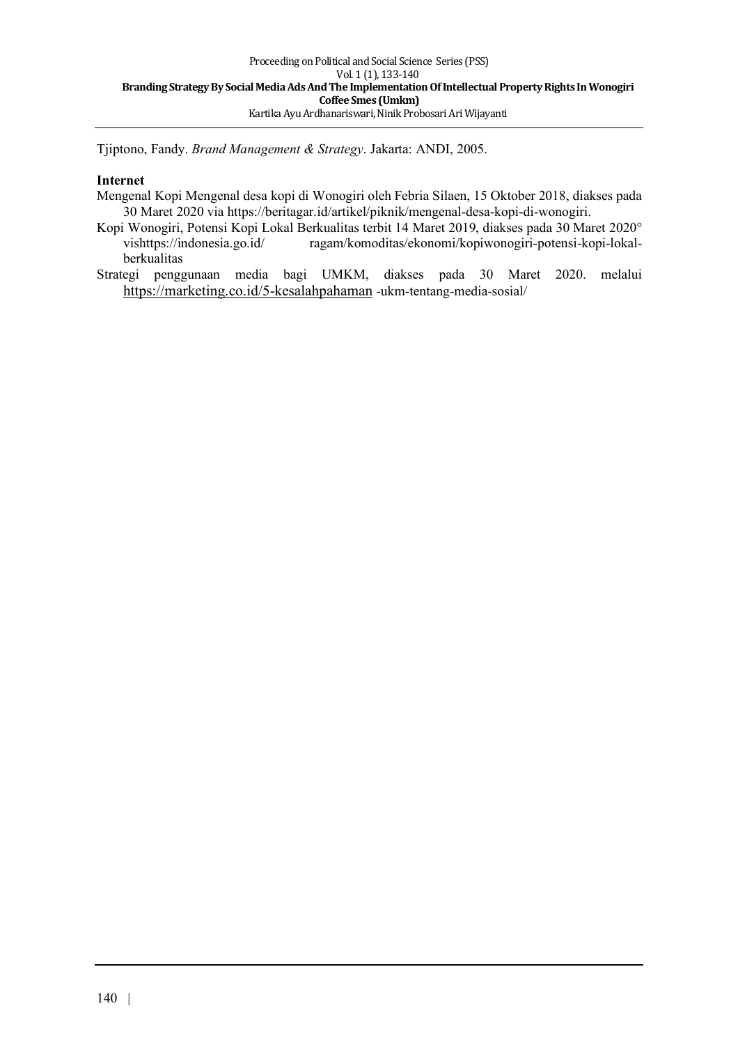Tjiptono, Fandy. *Brand Management & Strategy*. Jakarta: ANDI, 2005.

**Internet**

Mengenal Kopi Mengenal desa kopi di Wonogiri oleh Febria Silaen, 15 Oktober 2018, diakses pada 30 Maret 2020 via https://beritagar.id/artikel/piknik/mengenal-desa-kopi-di-wonogiri.

Kopi Wonogiri, Potensi Kopi Lokal Berkualitas terbit 14 Maret 2019, diakses pada 30 Maret 2020° vishttps://indonesia.go.id/ ragam/komoditas/ekonomi/kopiwonogiri-potensi-kopi-lokal-berkualitas

Strategi penggunaan media bagi UMKM, diakses pada 30 Maret 2020. melalui https://marketing.co.id/5-kesalahpahaman -ukm-tentang-media-sosial/